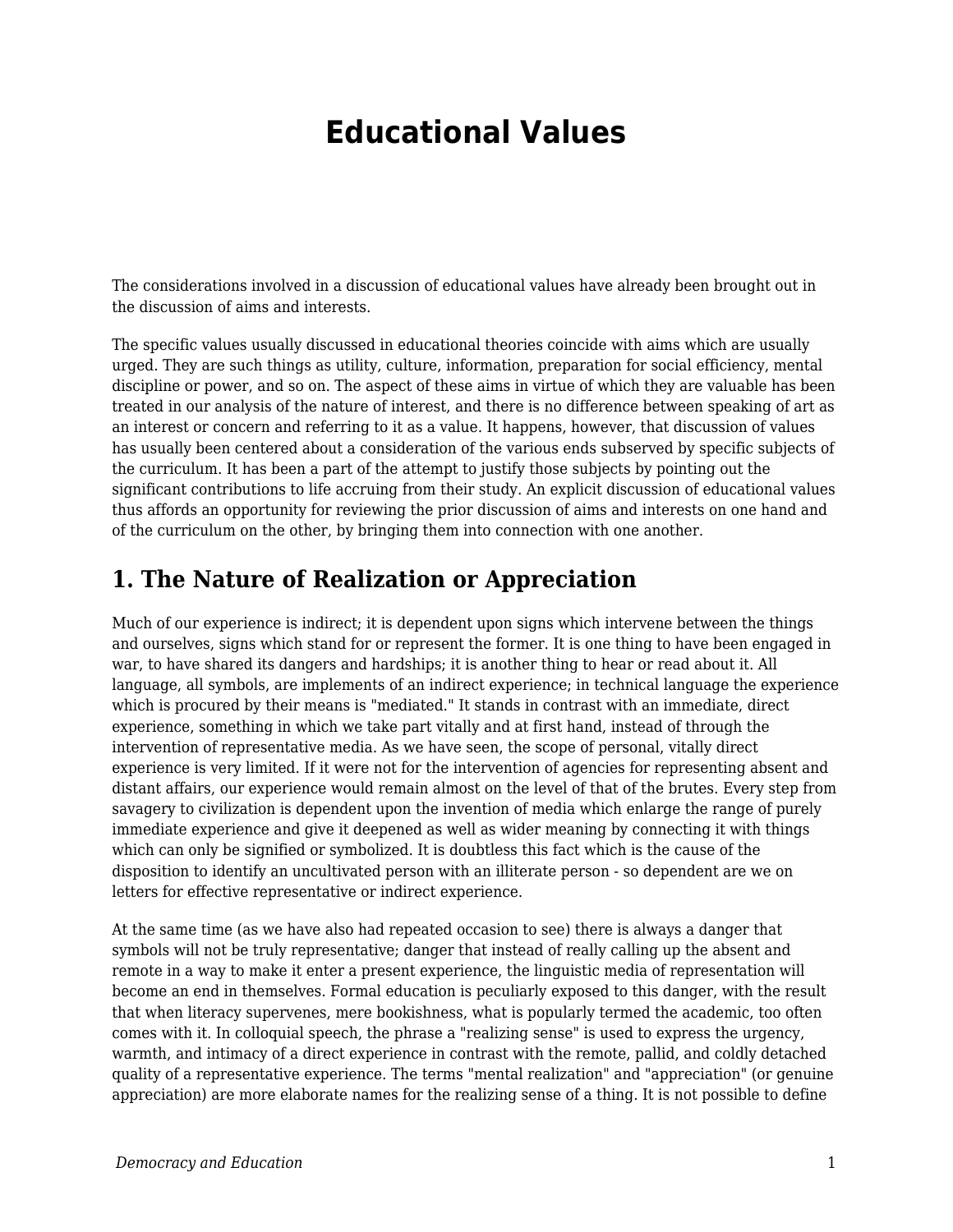# Educational Values

The considerations involved in a discussion of educational values have already been brought out in the discussion of aims and interests.

The specific values usually discussed in educational theories coincide with aims which are usually urged. They are such things as utility, culture, information, preparation for social efficiency, mental discipline or power, and so on. The aspect of these aims in virtue of which they are valuable has been treated in our analysis of the nature of interest, and there is no difference between speaking of art as an interest or concern and referring to it as a value. It happens, however, that discussion of values has usually been centered about a consideration of the various ends subserved by specific subjects of the curriculum. It has been a part of the attempt to justify those subjects by pointing out the significant contributions to life accruing from their study. An explicit discussion of educational values thus affords an opportunity for reviewing the prior discussion of aims and interests on one hand and of the curriculum on the other, by bringing them into connection with one another.

## 1. The Nature of Realization or Appreciation

Much of our experience is indirect; it is dependent upon signs which intervene between the things and ourselves, signs which stand for or represent the former. It is one thing to have been engaged in war, to have shared its dangers and hardships; it is another thing to hear or read about it. All language, all symbols, are implements of an indirect experience; in technical language the experience which is procured by their means is "mediated." It stands in contrast with an immediate, direct experience, something in which we take part vitally and at first hand, instead of through the intervention of representative media. As we have seen, the scope of personal, vitally direct experience is very limited. If it were not for the intervention of agencies for representing absent and distant affairs, our experience would remain almost on the level of that of the brutes. Every step from savagery to civilization is dependent upon the invention of media which enlarge the range of purely immediate experience and give it deepened as well as wider meaning by connecting it with things which can only be signified or symbolized. It is doubtless this fact which is the cause of the disposition to identify an uncultivated person with an illiterate person - so dependent are we on letters for effective representative or indirect experience.

At the same time (as we have also had repeated occasion to see) there is always a danger that symbols will not be truly representative; danger that instead of really calling up the absent and remote in a way to make it enter a present experience, the linguistic media of representation will become an end in themselves. Formal education is peculiarly exposed to this danger, with the result that when literacy supervenes, mere bookishness, what is popularly termed the academic, too often comes with it. In colloquial speech, the phrase a "realizing sense" is used to express the urgency, warmth, and intimacy of a direct experience in contrast with the remote, pallid, and coldly detached quality of a representative experience. The terms "mental realization" and "appreciation" (or genuine appreciation) are more elaborate names for the realizing sense of a thing. It is not possible to define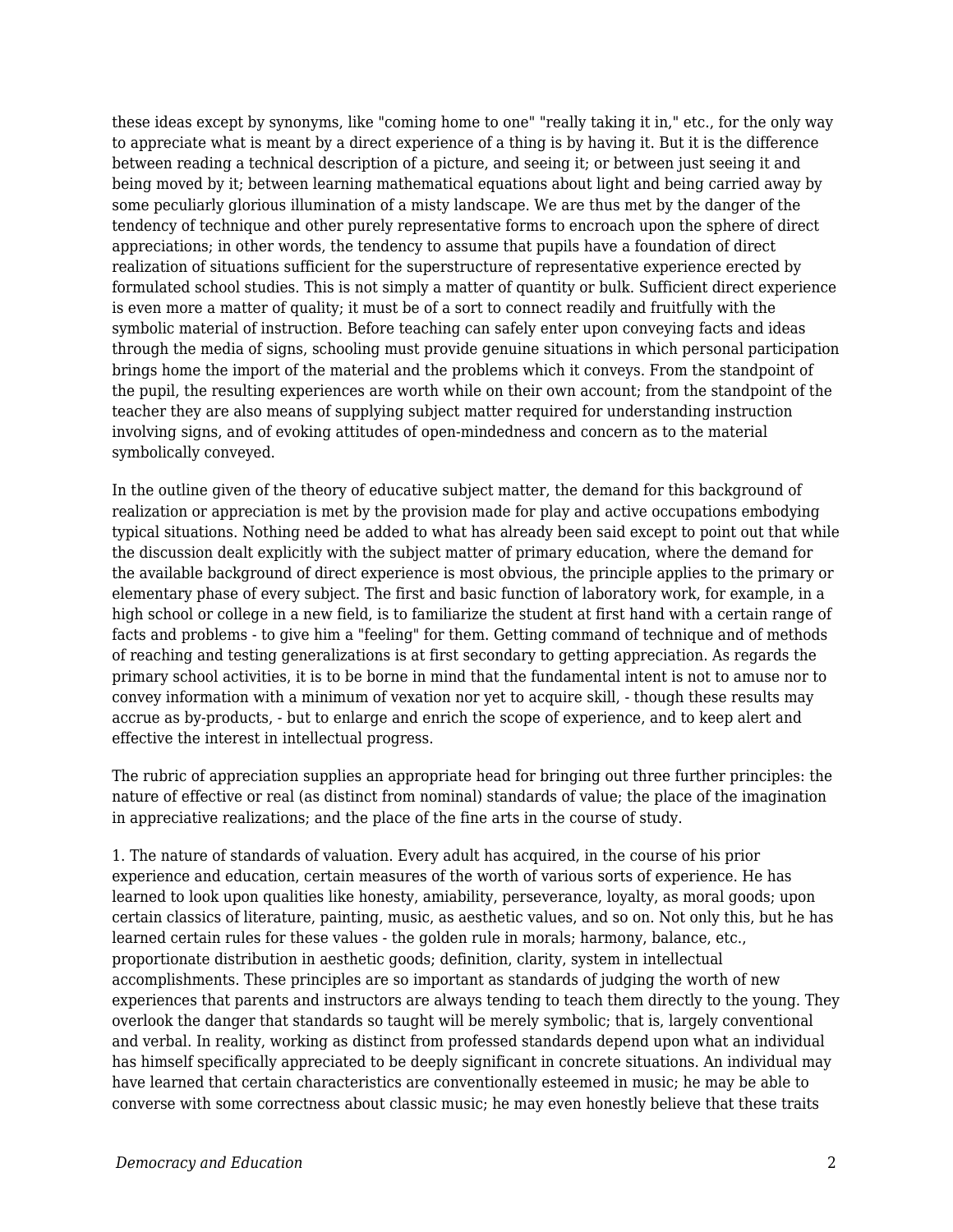these ideas except by synonyms, like "coming home to one" "really taking it in," etc., for the only way to appreciate what is meant by a direct experience of a thing is by having it. But it is the difference between reading a technical description of a picture, and seeing it; or between just seeing it and being moved by it; between learning mathematical equations about light and being carried away by some peculiarly glorious illumination of a misty landscape. We are thus met by the danger of the tendency of technique and other purely representative forms to encroach upon the sphere of direct appreciations; in other words, the tendency to assume that pupils have a foundation of direct realization of situations sufficient for the superstructure of representative experience erected by formulated school studies. This is not simply a matter of quantity or bulk. Sufficient direct experience is even more a matter of quality; it must be of a sort to connect readily and fruitfully with the symbolic material of instruction. Before teaching can safely enter upon conveying facts and ideas through the media of signs, schooling must provide genuine situations in which personal participation brings home the import of the material and the problems which it conveys. From the standpoint of the pupil, the resulting experiences are worth while on their own account; from the standpoint of the teacher they are also means of supplying subject matter required for understanding instruction involving signs, and of evoking attitudes of open-mindedness and concern as to the material symbolically conveyed.

In the outline given of the theory of educative subject matter, the demand for this background of realization or appreciation is met by the provision made for play and active occupations embodying typical situations. Nothing need be added to what has already been said except to point out that while the discussion dealt explicitly with the subject matter of primary education, where the demand for the available background of direct experience is most obvious, the principle applies to the primary or elementary phase of every subject. The first and basic function of laboratory work, for example, in a high school or college in a new field, is to familiarize the student at first hand with a certain range of facts and problems - to give him a "feeling" for them. Getting command of technique and of methods of reaching and testing generalizations is at first secondary to getting appreciation. As regards the primary school activities, it is to be borne in mind that the fundamental intent is not to amuse nor to convey information with a minimum of vexation nor yet to acquire skill, - though these results may accrue as by-products, - but to enlarge and enrich the scope of experience, and to keep alert and effective the interest in intellectual progress.

The rubric of appreciation supplies an appropriate head for bringing out three further principles: the nature of effective or real (as distinct from nominal) standards of value; the place of the imagination in appreciative realizations; and the place of the fine arts in the course of study.

1. The nature of standards of valuation. Every adult has acquired, in the course of his prior experience and education, certain measures of the worth of various sorts of experience. He has learned to look upon qualities like honesty, amiability, perseverance, loyalty, as moral goods; upon certain classics of literature, painting, music, as aesthetic values, and so on. Not only this, but he has learned certain rules for these values - the golden rule in morals; harmony, balance, etc., proportionate distribution in aesthetic goods; definition, clarity, system in intellectual accomplishments. These principles are so important as standards of judging the worth of new experiences that parents and instructors are always tending to teach them directly to the young. They overlook the danger that standards so taught will be merely symbolic; that is, largely conventional and verbal. In reality, working as distinct from professed standards depend upon what an individual has himself specifically appreciated to be deeply significant in concrete situations. An individual may have learned that certain characteristics are conventionally esteemed in music; he may be able to converse with some correctness about classic music; he may even honestly believe that these traits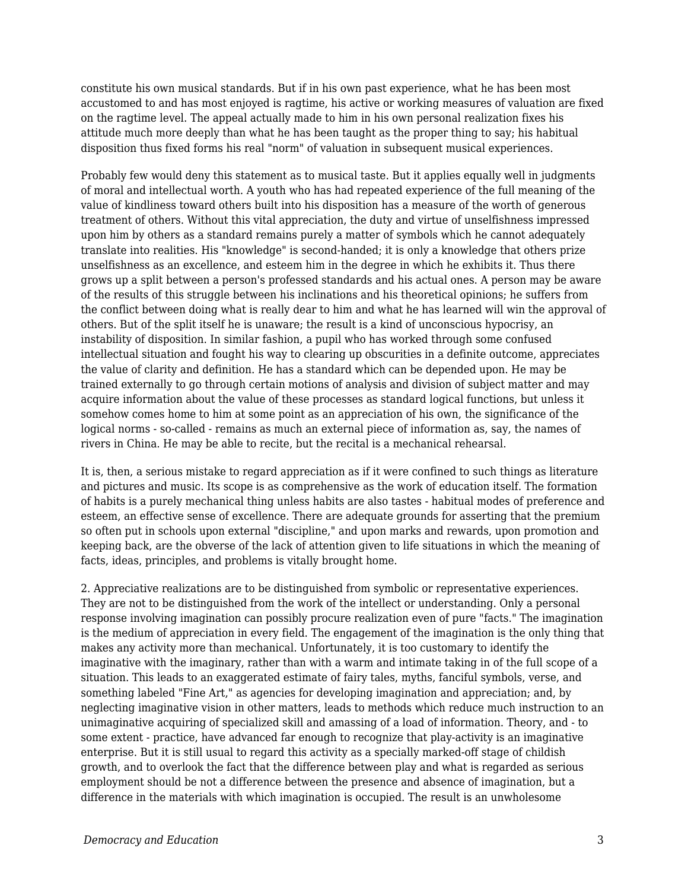constitute his own musical standards. But if in his own past experience, what he has been most accustomed to and has most enjoyed is ragtime, his active or working measures of valuation are fixed on the ragtime level. The appeal actually made to him in his own personal realization fixes his attitude much more deeply than what he has been taught as the proper thing to say; his habitual disposition thus fixed forms his real "norm" of valuation in subsequent musical experiences.

Probably few would deny this statement as to musical taste. But it applies equally well in judgments of moral and intellectual worth. A youth who has had repeated experience of the full meaning of the value of kindliness toward others built into his disposition has a measure of the worth of generous treatment of others. Without this vital appreciation, the duty and virtue of unselfishness impressed upon him by others as a standard remains purely a matter of symbols which he cannot adequately translate into realities. His "knowledge" is second-handed; it is only a knowledge that others prize unselfishness as an excellence, and esteem him in the degree in which he exhibits it. Thus there grows up a split between a person's professed standards and his actual ones. A person may be aware of the results of this struggle between his inclinations and his theoretical opinions; he suffers from the conflict between doing what is really dear to him and what he has learned will win the approval of others. But of the split itself he is unaware; the result is a kind of unconscious hypocrisy, an instability of disposition. In similar fashion, a pupil who has worked through some confused intellectual situation and fought his way to clearing up obscurities in a definite outcome, appreciates the value of clarity and definition. He has a standard which can be depended upon. He may be trained externally to go through certain motions of analysis and division of subject matter and may acquire information about the value of these processes as standard logical functions, but unless it somehow comes home to him at some point as an appreciation of his own, the significance of the logical norms - so-called - remains as much an external piece of information as, say, the names of rivers in China. He may be able to recite, but the recital is a mechanical rehearsal.

It is, then, a serious mistake to regard appreciation as if it were confined to such things as literature and pictures and music. Its scope is as comprehensive as the work of education itself. The formation of habits is a purely mechanical thing unless habits are also tastes - habitual modes of preference and esteem, an effective sense of excellence. There are adequate grounds for asserting that the premium so often put in schools upon external "discipline," and upon marks and rewards, upon promotion and keeping back, are the obverse of the lack of attention given to life situations in which the meaning of facts, ideas, principles, and problems is vitally brought home.

2. Appreciative realizations are to be distinguished from symbolic or representative experiences. They are not to be distinguished from the work of the intellect or understanding. Only a personal response involving imagination can possibly procure realization even of pure "facts." The imagination is the medium of appreciation in every field. The engagement of the imagination is the only thing that makes any activity more than mechanical. Unfortunately, it is too customary to identify the imaginative with the imaginary, rather than with a warm and intimate taking in of the full scope of a situation. This leads to an exaggerated estimate of fairy tales, myths, fanciful symbols, verse, and something labeled "Fine Art," as agencies for developing imagination and appreciation; and, by neglecting imaginative vision in other matters, leads to methods which reduce much instruction to an unimaginative acquiring of specialized skill and amassing of a load of information. Theory, and - to some extent - practice, have advanced far enough to recognize that play-activity is an imaginative enterprise. But it is still usual to regard this activity as a specially marked-off stage of childish growth, and to overlook the fact that the difference between play and what is regarded as serious employment should be not a difference between the presence and absence of imagination, but a difference in the materials with which imagination is occupied. The result is an unwholesome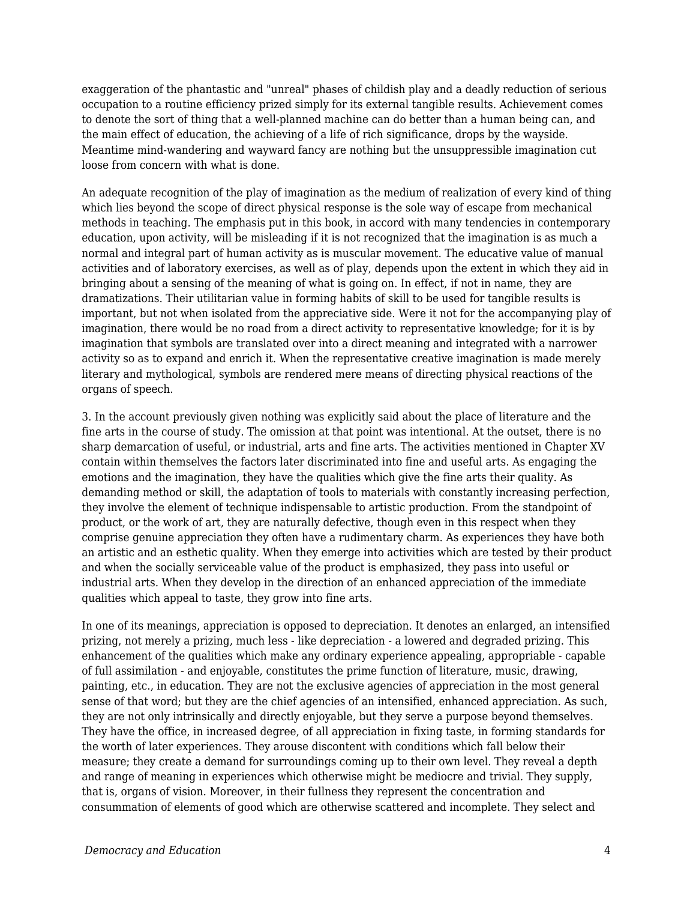exaggeration of the phantastic and "unreal" phases of childish play and a deadly reduction of serious occupation to a routine efficiency prized simply for its external tangible results. Achievement comes to denote the sort of thing that a well-planned machine can do better than a human being can, and the main effect of education, the achieving of a life of rich significance, drops by the wayside. Meantime mind-wandering and wayward fancy are nothing but the unsuppressible imagination cut loose from concern with what is done.

An adequate recognition of the play of imagination as the medium of realization of every kind of thing which lies beyond the scope of direct physical response is the sole way of escape from mechanical methods in teaching. The emphasis put in this book, in accord with many tendencies in contemporary education, upon activity, will be misleading if it is not recognized that the imagination is as much a normal and integral part of human activity as is muscular movement. The educative value of manual activities and of laboratory exercises, as well as of play, depends upon the extent in which they aid in bringing about a sensing of the meaning of what is going on. In effect, if not in name, they are dramatizations. Their utilitarian value in forming habits of skill to be used for tangible results is important, but not when isolated from the appreciative side. Were it not for the accompanying play of imagination, there would be no road from a direct activity to representative knowledge; for it is by imagination that symbols are translated over into a direct meaning and integrated with a narrower activity so as to expand and enrich it. When the representative creative imagination is made merely literary and mythological, symbols are rendered mere means of directing physical reactions of the organs of speech.

3. In the account previously given nothing was explicitly said about the place of literature and the fine arts in the course of study. The omission at that point was intentional. At the outset, there is no sharp demarcation of useful, or industrial, arts and fine arts. The activities mentioned in Chapter XV contain within themselves the factors later discriminated into fine and useful arts. As engaging the emotions and the imagination, they have the qualities which give the fine arts their quality. As demanding method or skill, the adaptation of tools to materials with constantly increasing perfection, they involve the element of technique indispensable to artistic production. From the standpoint of product, or the work of art, they are naturally defective, though even in this respect when they comprise genuine appreciation they often have a rudimentary charm. As experiences they have both an artistic and an esthetic quality. When they emerge into activities which are tested by their product and when the socially serviceable value of the product is emphasized, they pass into useful or industrial arts. When they develop in the direction of an enhanced appreciation of the immediate qualities which appeal to taste, they grow into fine arts.

In one of its meanings, appreciation is opposed to depreciation. It denotes an enlarged, an intensified prizing, not merely a prizing, much less - like depreciation - a lowered and degraded prizing. This enhancement of the qualities which make any ordinary experience appealing, appropriable - capable of full assimilation - and enjoyable, constitutes the prime function of literature, music, drawing, painting, etc., in education. They are not the exclusive agencies of appreciation in the most general sense of that word; but they are the chief agencies of an intensified, enhanced appreciation. As such, they are not only intrinsically and directly enjoyable, but they serve a purpose beyond themselves. They have the office, in increased degree, of all appreciation in fixing taste, in forming standards for the worth of later experiences. They arouse discontent with conditions which fall below their measure; they create a demand for surroundings coming up to their own level. They reveal a depth and range of meaning in experiences which otherwise might be mediocre and trivial. They supply, that is, organs of vision. Moreover, in their fullness they represent the concentration and consummation of elements of good which are otherwise scattered and incomplete. They select and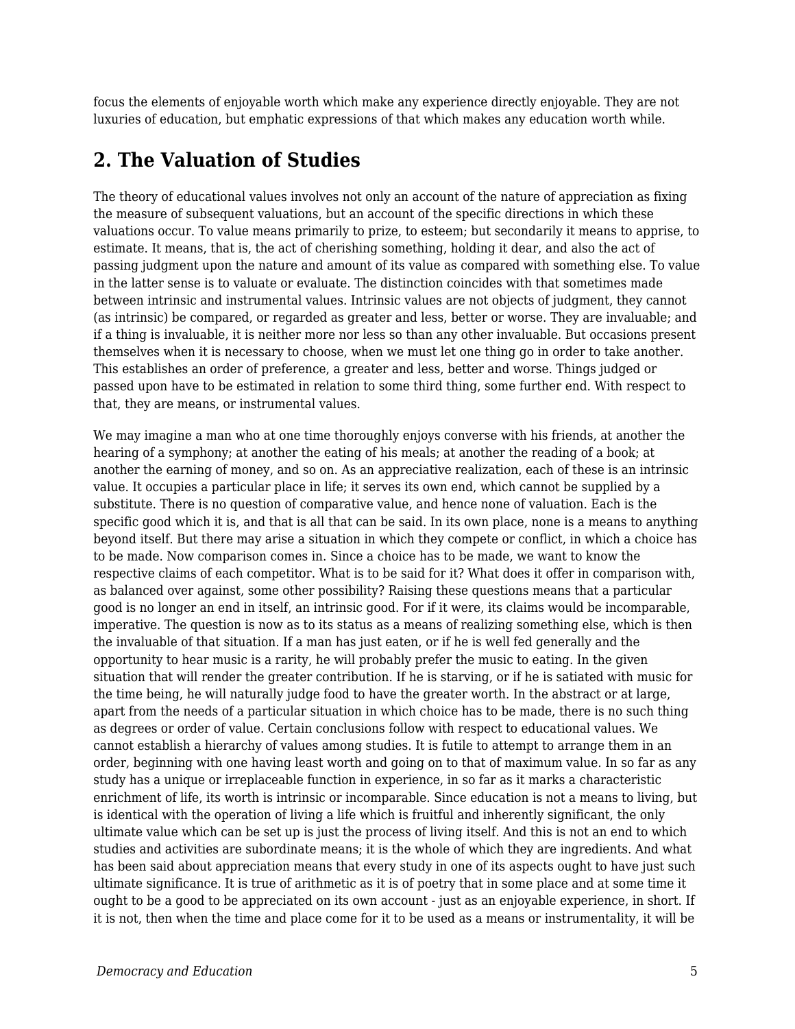focus the elements of enjoyable worth which make any experience directly enjoyable. They are not luxuries of education, but emphatic expressions of that which makes any education worth while.

## 2. The Valuation of Studies

The theory of educational values involves not only an account of the nature of appreciation as fixing the measure of subsequent valuations, but an account of the specific directions in which these valuations occur. To value means primarily to prize, to esteem; but secondarily it means to apprise, to estimate. It means, that is, the act of cherishing something, holding it dear, and also the act of passing judgment upon the nature and amount of its value as compared with something else. To value in the latter sense is to valuate or evaluate. The distinction coincides with that sometimes made between intrinsic and instrumental values. Intrinsic values are not objects of judgment, they cannot (as intrinsic) be compared, or regarded as greater and less, better or worse. They are invaluable; and if a thing is invaluable, it is neither more nor less so than any other invaluable. But occasions present themselves when it is necessary to choose, when we must let one thing go in order to take another. This establishes an order of preference, a greater and less, better and worse. Things judged or passed upon have to be estimated in relation to some third thing, some further end. With respect to that, they are means, or instrumental values.

We may imagine a man who at one time thoroughly enjoys converse with his friends, at another the hearing of a symphony; at another the eating of his meals; at another the reading of a book; at another the earning of money, and so on. As an appreciative realization, each of these is an intrinsic value. It occupies a particular place in life; it serves its own end, which cannot be supplied by a substitute. There is no question of comparative value, and hence none of valuation. Each is the specific good which it is, and that is all that can be said. In its own place, none is a means to anything beyond itself. But there may arise a situation in which they compete or conflict, in which a choice has to be made. Now comparison comes in. Since a choice has to be made, we want to know the respective claims of each competitor. What is to be said for it? What does it offer in comparison with, as balanced over against, some other possibility? Raising these questions means that a particular good is no longer an end in itself, an intrinsic good. For if it were, its claims would be incomparable, imperative. The question is now as to its status as a means of realizing something else, which is then the invaluable of that situation. If a man has just eaten, or if he is well fed generally and the opportunity to hear music is a rarity, he will probably prefer the music to eating. In the given situation that will render the greater contribution. If he is starving, or if he is satiated with music for the time being, he will naturally judge food to have the greater worth. In the abstract or at large, apart from the needs of a particular situation in which choice has to be made, there is no such thing as degrees or order of value. Certain conclusions follow with respect to educational values. We cannot establish a hierarchy of values among studies. It is futile to attempt to arrange them in an order, beginning with one having least worth and going on to that of maximum value. In so far as any study has a unique or irreplaceable function in experience, in so far as it marks a characteristic enrichment of life, its worth is intrinsic or incomparable. Since education is not a means to living, but is identical with the operation of living a life which is fruitful and inherently significant, the only ultimate value which can be set up is just the process of living itself. And this is not an end to which studies and activities are subordinate means; it is the whole of which they are ingredients. And what has been said about appreciation means that every study in one of its aspects ought to have just such ultimate significance. It is true of arithmetic as it is of poetry that in some place and at some time it ought to be a good to be appreciated on its own account - just as an enjoyable experience, in short. If it is not, then when the time and place come for it to be used as a means or instrumentality, it will be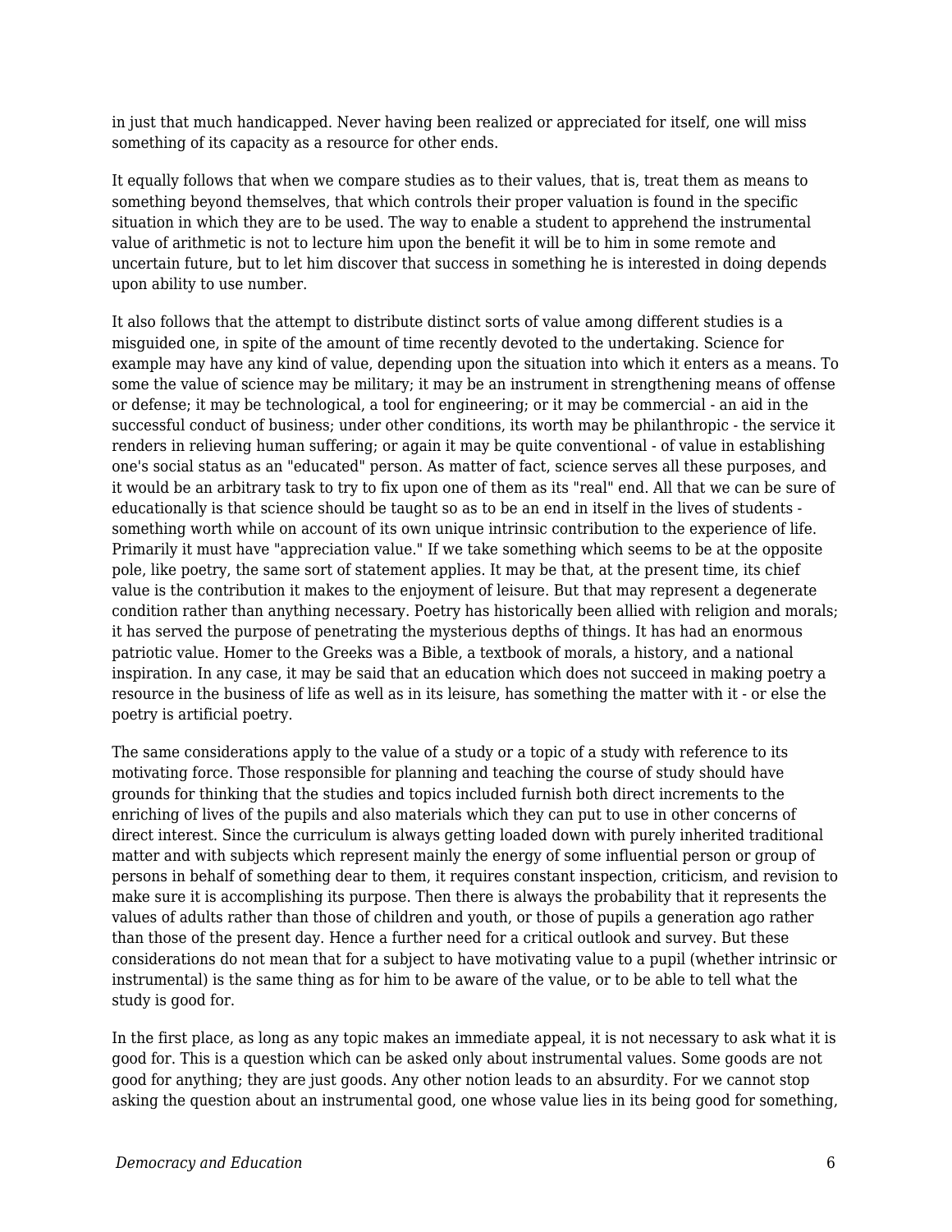in just that much handicapped. Never having been realized or appreciated for itself, one will miss something of its capacity as a resource for other ends.

It equally follows that when we compare studies as to their values, that is, treat them as means to something beyond themselves, that which controls their proper valuation is found in the specific situation in which they are to be used. The way to enable a student to apprehend the instrumental value of arithmetic is not to lecture him upon the benefit it will be to him in some remote and uncertain future, but to let him discover that success in something he is interested in doing depends upon ability to use number.

It also follows that the attempt to distribute distinct sorts of value among different studies is a misguided one, in spite of the amount of time recently devoted to the undertaking. Science for example may have any kind of value, depending upon the situation into which it enters as a means. To some the value of science may be military; it may be an instrument in strengthening means of offense or defense; it may be technological, a tool for engineering; or it may be commercial - an aid in the successful conduct of business; under other conditions, its worth may be philanthropic - the service it renders in relieving human suffering; or again it may be quite conventional - of value in establishing one's social status as an "educated" person. As matter of fact, science serves all these purposes, and it would be an arbitrary task to try to fix upon one of them as its "real" end. All that we can be sure of educationally is that science should be taught so as to be an end in itself in the lives of students - something worth while on account of its own unique intrinsic contribution to the experience of life. Primarily it must have "appreciation value." If we take something which seems to be at the opposite pole, like poetry, the same sort of statement applies. It may be that, at the present time, its chief value is the contribution it makes to the enjoyment of leisure. But that may represent a degenerate condition rather than anything necessary. Poetry has historically been allied with religion and morals; it has served the purpose of penetrating the mysterious depths of things. It has had an enormous patriotic value. Homer to the Greeks was a Bible, a textbook of morals, a history, and a national inspiration. In any case, it may be said that an education which does not succeed in making poetry a resource in the business of life as well as in its leisure, has something the matter with it - or else the poetry is artificial poetry.

The same considerations apply to the value of a study or a topic of a study with reference to its motivating force. Those responsible for planning and teaching the course of study should have grounds for thinking that the studies and topics included furnish both direct increments to the enriching of lives of the pupils and also materials which they can put to use in other concerns of direct interest. Since the curriculum is always getting loaded down with purely inherited traditional matter and with subjects which represent mainly the energy of some influential person or group of persons in behalf of something dear to them, it requires constant inspection, criticism, and revision to make sure it is accomplishing its purpose. Then there is always the probability that it represents the values of adults rather than those of children and youth, or those of pupils a generation ago rather than those of the present day. Hence a further need for a critical outlook and survey. But these considerations do not mean that for a subject to have motivating value to a pupil (whether intrinsic or instrumental) is the same thing as for him to be aware of the value, or to be able to tell what the study is good for.

In the first place, as long as any topic makes an immediate appeal, it is not necessary to ask what it is good for. This is a question which can be asked only about instrumental values. Some goods are not good for anything; they are just goods. Any other notion leads to an absurdity. For we cannot stop asking the question about an instrumental good, one whose value lies in its being good for something,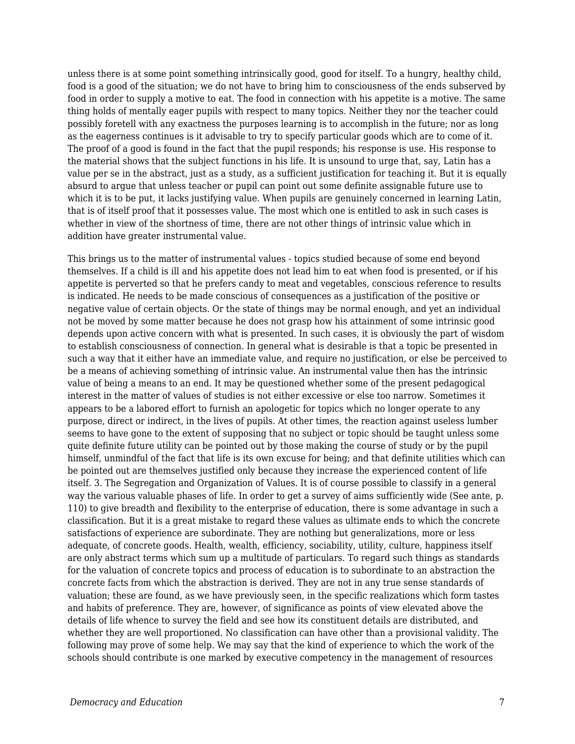unless there is at some point something intrinsically good, good for itself. To a hungry, healthy child, food is a good of the situation; we do not have to bring him to consciousness of the ends subserved by food in order to supply a motive to eat. The food in connection with his appetite is a motive. The same thing holds of mentally eager pupils with respect to many topics. Neither they nor the teacher could possibly foretell with any exactness the purposes learning is to accomplish in the future; nor as long as the eagerness continues is it advisable to try to specify particular goods which are to come of it. The proof of a good is found in the fact that the pupil responds; his response is use. His response to the material shows that the subject functions in his life. It is unsound to urge that, say, Latin has a value per se in the abstract, just as a study, as a sufficient justification for teaching it. But it is equally absurd to argue that unless teacher or pupil can point out some definite assignable future use to which it is to be put, it lacks justifying value. When pupils are genuinely concerned in learning Latin, that is of itself proof that it possesses value. The most which one is entitled to ask in such cases is whether in view of the shortness of time, there are not other things of intrinsic value which in addition have greater instrumental value.

This brings us to the matter of instrumental values - topics studied because of some end beyond themselves. If a child is ill and his appetite does not lead him to eat when food is presented, or if his appetite is perverted so that he prefers candy to meat and vegetables, conscious reference to results is indicated. He needs to be made conscious of consequences as a justification of the positive or negative value of certain objects. Or the state of things may be normal enough, and yet an individual not be moved by some matter because he does not grasp how his attainment of some intrinsic good depends upon active concern with what is presented. In such cases, it is obviously the part of wisdom to establish consciousness of connection. In general what is desirable is that a topic be presented in such a way that it either have an immediate value, and require no justification, or else be perceived to be a means of achieving something of intrinsic value. An instrumental value then has the intrinsic value of being a means to an end. It may be questioned whether some of the present pedagogical interest in the matter of values of studies is not either excessive or else too narrow. Sometimes it appears to be a labored effort to furnish an apologetic for topics which no longer operate to any purpose, direct or indirect, in the lives of pupils. At other times, the reaction against useless lumber seems to have gone to the extent of supposing that no subject or topic should be taught unless some quite definite future utility can be pointed out by those making the course of study or by the pupil himself, unmindful of the fact that life is its own excuse for being; and that definite utilities which can be pointed out are themselves justified only because they increase the experienced content of life itself. 3. The Segregation and Organization of Values. It is of course possible to classify in a general way the various valuable phases of life. In order to get a survey of aims sufficiently wide (See ante, p. 110) to give breadth and flexibility to the enterprise of education, there is some advantage in such a classification. But it is a great mistake to regard these values as ultimate ends to which the concrete satisfactions of experience are subordinate. They are nothing but generalizations, more or less adequate, of concrete goods. Health, wealth, efficiency, sociability, utility, culture, happiness itself are only abstract terms which sum up a multitude of particulars. To regard such things as standards for the valuation of concrete topics and process of education is to subordinate to an abstraction the concrete facts from which the abstraction is derived. They are not in any true sense standards of valuation; these are found, as we have previously seen, in the specific realizations which form tastes and habits of preference. They are, however, of significance as points of view elevated above the details of life whence to survey the field and see how its constituent details are distributed, and whether they are well proportioned. No classification can have other than a provisional validity. The following may prove of some help. We may say that the kind of experience to which the work of the schools should contribute is one marked by executive competency in the management of resources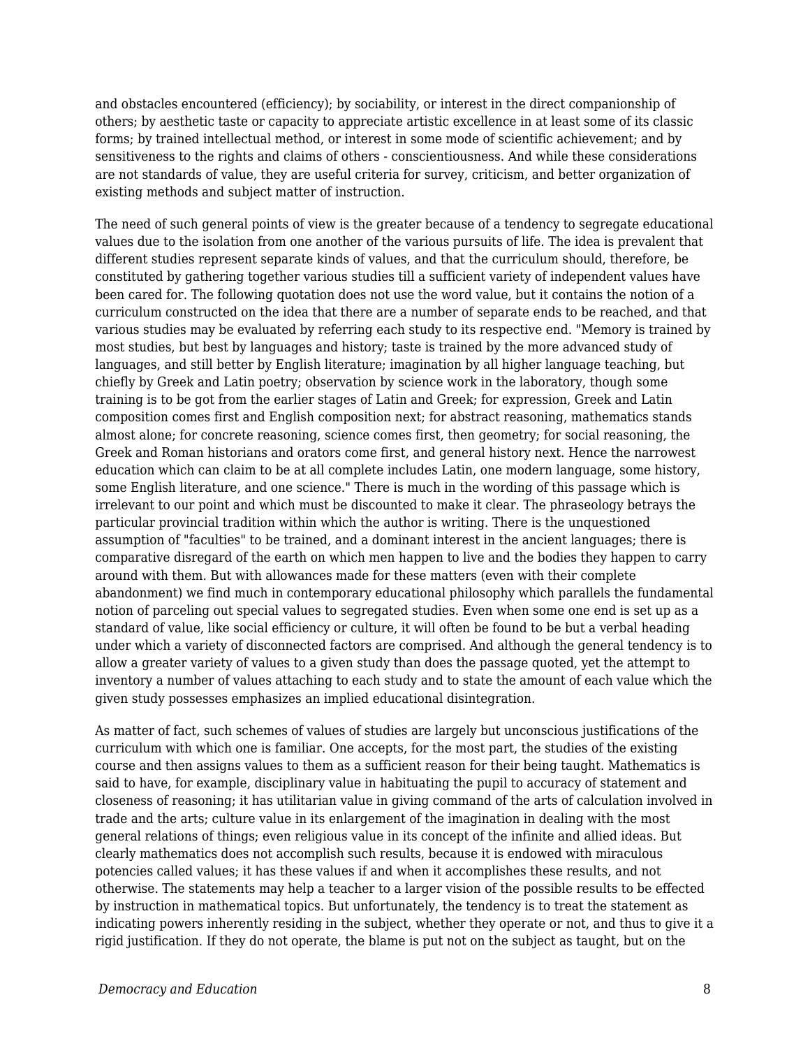and obstacles encountered (efficiency); by sociability, or interest in the direct companionship of others; by aesthetic taste or capacity to appreciate artistic excellence in at least some of its classic forms; by trained intellectual method, or interest in some mode of scientific achievement; and by sensitiveness to the rights and claims of others - conscientiousness. And while these considerations are not standards of value, they are useful criteria for survey, criticism, and better organization of existing methods and subject matter of instruction.

The need of such general points of view is the greater because of a tendency to segregate educational values due to the isolation from one another of the various pursuits of life. The idea is prevalent that different studies represent separate kinds of values, and that the curriculum should, therefore, be constituted by gathering together various studies till a sufficient variety of independent values have been cared for. The following quotation does not use the word value, but it contains the notion of a curriculum constructed on the idea that there are a number of separate ends to be reached, and that various studies may be evaluated by referring each study to its respective end. "Memory is trained by most studies, but best by languages and history; taste is trained by the more advanced study of languages, and still better by English literature; imagination by all higher language teaching, but chiefly by Greek and Latin poetry; observation by science work in the laboratory, though some training is to be got from the earlier stages of Latin and Greek; for expression, Greek and Latin composition comes first and English composition next; for abstract reasoning, mathematics stands almost alone; for concrete reasoning, science comes first, then geometry; for social reasoning, the Greek and Roman historians and orators come first, and general history next. Hence the narrowest education which can claim to be at all complete includes Latin, one modern language, some history, some English literature, and one science." There is much in the wording of this passage which is irrelevant to our point and which must be discounted to make it clear. The phraseology betrays the particular provincial tradition within which the author is writing. There is the unquestioned assumption of "faculties" to be trained, and a dominant interest in the ancient languages; there is comparative disregard of the earth on which men happen to live and the bodies they happen to carry around with them. But with allowances made for these matters (even with their complete abandonment) we find much in contemporary educational philosophy which parallels the fundamental notion of parceling out special values to segregated studies. Even when some one end is set up as a standard of value, like social efficiency or culture, it will often be found to be but a verbal heading under which a variety of disconnected factors are comprised. And although the general tendency is to allow a greater variety of values to a given study than does the passage quoted, yet the attempt to inventory a number of values attaching to each study and to state the amount of each value which the given study possesses emphasizes an implied educational disintegration.

As matter of fact, such schemes of values of studies are largely but unconscious justifications of the curriculum with which one is familiar. One accepts, for the most part, the studies of the existing course and then assigns values to them as a sufficient reason for their being taught. Mathematics is said to have, for example, disciplinary value in habituating the pupil to accuracy of statement and closeness of reasoning; it has utilitarian value in giving command of the arts of calculation involved in trade and the arts; culture value in its enlargement of the imagination in dealing with the most general relations of things; even religious value in its concept of the infinite and allied ideas. But clearly mathematics does not accomplish such results, because it is endowed with miraculous potencies called values; it has these values if and when it accomplishes these results, and not otherwise. The statements may help a teacher to a larger vision of the possible results to be effected by instruction in mathematical topics. But unfortunately, the tendency is to treat the statement as indicating powers inherently residing in the subject, whether they operate or not, and thus to give it a rigid justification. If they do not operate, the blame is put not on the subject as taught, but on the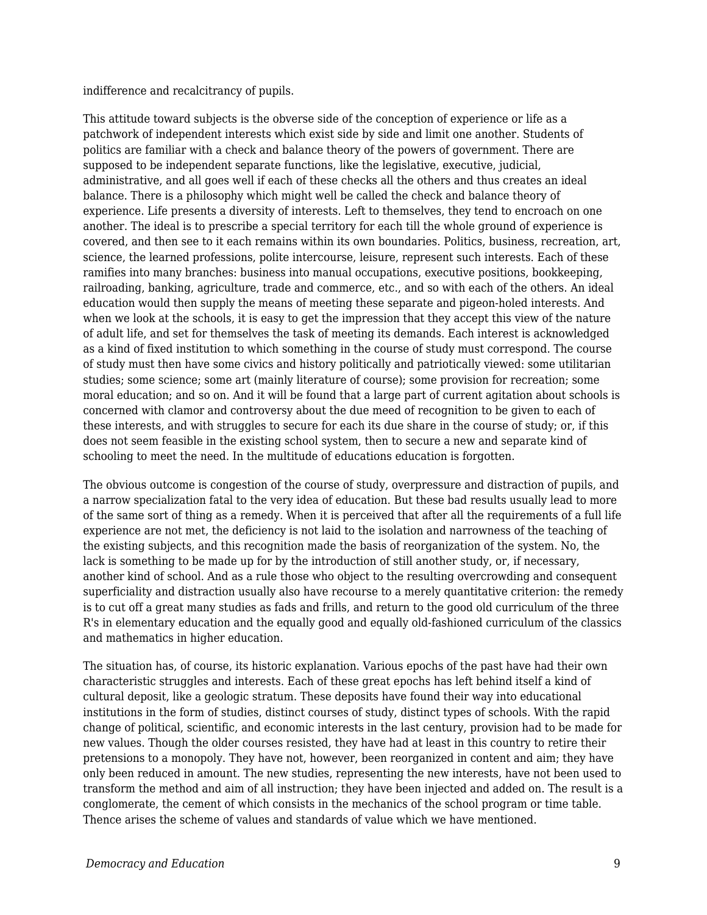indifference and recalcitrancy of pupils.

This attitude toward subjects is the obverse side of the conception of experience or life as a patchwork of independent interests which exist side by side and limit one another. Students of politics are familiar with a check and balance theory of the powers of government. There are supposed to be independent separate functions, like the legislative, executive, judicial, administrative, and all goes well if each of these checks all the others and thus creates an ideal balance. There is a philosophy which might well be called the check and balance theory of experience. Life presents a diversity of interests. Left to themselves, they tend to encroach on one another. The ideal is to prescribe a special territory for each till the whole ground of experience is covered, and then see to it each remains within its own boundaries. Politics, business, recreation, art, science, the learned professions, polite intercourse, leisure, represent such interests. Each of these ramifies into many branches: business into manual occupations, executive positions, bookkeeping, railroading, banking, agriculture, trade and commerce, etc., and so with each of the others. An ideal education would then supply the means of meeting these separate and pigeon-holed interests. And when we look at the schools, it is easy to get the impression that they accept this view of the nature of adult life, and set for themselves the task of meeting its demands. Each interest is acknowledged as a kind of fixed institution to which something in the course of study must correspond. The course of study must then have some civics and history politically and patriotically viewed: some utilitarian studies; some science; some art (mainly literature of course); some provision for recreation; some moral education; and so on. And it will be found that a large part of current agitation about schools is concerned with clamor and controversy about the due meed of recognition to be given to each of these interests, and with struggles to secure for each its due share in the course of study; or, if this does not seem feasible in the existing school system, then to secure a new and separate kind of schooling to meet the need. In the multitude of educations education is forgotten.

The obvious outcome is congestion of the course of study, overpressure and distraction of pupils, and a narrow specialization fatal to the very idea of education. But these bad results usually lead to more of the same sort of thing as a remedy. When it is perceived that after all the requirements of a full life experience are not met, the deficiency is not laid to the isolation and narrowness of the teaching of the existing subjects, and this recognition made the basis of reorganization of the system. No, the lack is something to be made up for by the introduction of still another study, or, if necessary, another kind of school. And as a rule those who object to the resulting overcrowding and consequent superficiality and distraction usually also have recourse to a merely quantitative criterion: the remedy is to cut off a great many studies as fads and frills, and return to the good old curriculum of the three R's in elementary education and the equally good and equally old-fashioned curriculum of the classics and mathematics in higher education.

The situation has, of course, its historic explanation. Various epochs of the past have had their own characteristic struggles and interests. Each of these great epochs has left behind itself a kind of cultural deposit, like a geologic stratum. These deposits have found their way into educational institutions in the form of studies, distinct courses of study, distinct types of schools. With the rapid change of political, scientific, and economic interests in the last century, provision had to be made for new values. Though the older courses resisted, they have had at least in this country to retire their pretensions to a monopoly. They have not, however, been reorganized in content and aim; they have only been reduced in amount. The new studies, representing the new interests, have not been used to transform the method and aim of all instruction; they have been injected and added on. The result is a conglomerate, the cement of which consists in the mechanics of the school program or time table. Thence arises the scheme of values and standards of value which we have mentioned.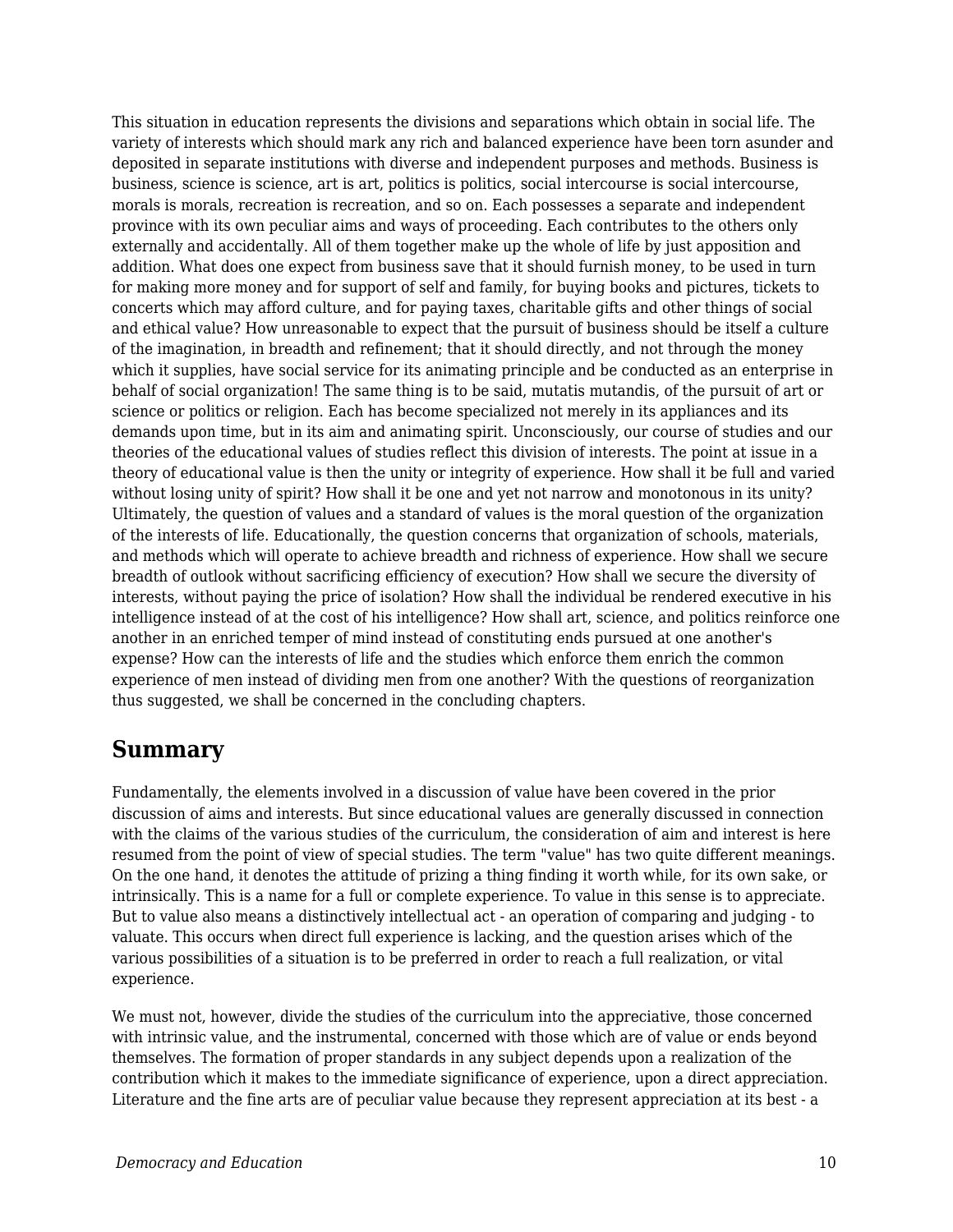This situation in education represents the divisions and separations which obtain in social life. The variety of interests which should mark any rich and balanced experience have been torn asunder and deposited in separate institutions with diverse and independent purposes and methods. Business is business, science is science, art is art, politics is politics, social intercourse is social intercourse, morals is morals, recreation is recreation, and so on. Each possesses a separate and independent province with its own peculiar aims and ways of proceeding. Each contributes to the others only externally and accidentally. All of them together make up the whole of life by just apposition and addition. What does one expect from business save that it should furnish money, to be used in turn for making more money and for support of self and family, for buying books and pictures, tickets to concerts which may afford culture, and for paying taxes, charitable gifts and other things of social and ethical value? How unreasonable to expect that the pursuit of business should be itself a culture of the imagination, in breadth and refinement; that it should directly, and not through the money which it supplies, have social service for its animating principle and be conducted as an enterprise in behalf of social organization! The same thing is to be said, mutatis mutandis, of the pursuit of art or science or politics or religion. Each has become specialized not merely in its appliances and its demands upon time, but in its aim and animating spirit. Unconsciously, our course of studies and our theories of the educational values of studies reflect this division of interests. The point at issue in a theory of educational value is then the unity or integrity of experience. How shall it be full and varied without losing unity of spirit? How shall it be one and yet not narrow and monotonous in its unity? Ultimately, the question of values and a standard of values is the moral question of the organization of the interests of life. Educationally, the question concerns that organization of schools, materials, and methods which will operate to achieve breadth and richness of experience. How shall we secure breadth of outlook without sacrificing efficiency of execution? How shall we secure the diversity of interests, without paying the price of isolation? How shall the individual be rendered executive in his intelligence instead of at the cost of his intelligence? How shall art, science, and politics reinforce one another in an enriched temper of mind instead of constituting ends pursued at one another's expense? How can the interests of life and the studies which enforce them enrich the common experience of men instead of dividing men from one another? With the questions of reorganization thus suggested, we shall be concerned in the concluding chapters.

## Summary

Fundamentally, the elements involved in a discussion of value have been covered in the prior discussion of aims and interests. But since educational values are generally discussed in connection with the claims of the various studies of the curriculum, the consideration of aim and interest is here resumed from the point of view of special studies. The term "value" has two quite different meanings. On the one hand, it denotes the attitude of prizing a thing finding it worth while, for its own sake, or intrinsically. This is a name for a full or complete experience. To value in this sense is to appreciate. But to value also means a distinctively intellectual act - an operation of comparing and judging - to valuate. This occurs when direct full experience is lacking, and the question arises which of the various possibilities of a situation is to be preferred in order to reach a full realization, or vital experience.

We must not, however, divide the studies of the curriculum into the appreciative, those concerned with intrinsic value, and the instrumental, concerned with those which are of value or ends beyond themselves. The formation of proper standards in any subject depends upon a realization of the contribution which it makes to the immediate significance of experience, upon a direct appreciation. Literature and the fine arts are of peculiar value because they represent appreciation at its best - a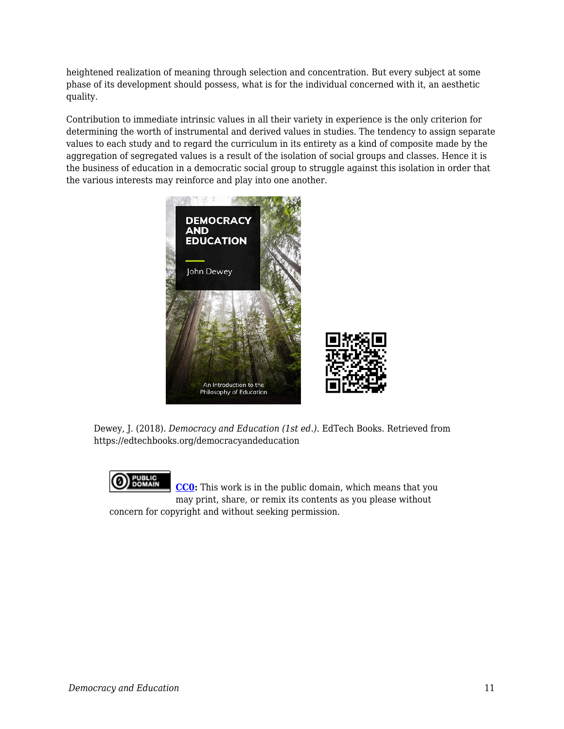heightened realization of meaning through selection and concentration. But every subject at some phase of its development should possess, what is for the individual concerned with it, an aesthetic quality.

Contribution to immediate intrinsic values in all their variety in experience is the only criterion for determining the worth of instrumental and derived values in studies. The tendency to assign separate values to each study and to regard the curriculum in its entirety as a kind of composite made by the aggregation of segregated values is a result of the isolation of social groups and classes. Hence it is the business of education in a democratic social group to struggle against this isolation in order that the various interests may reinforce and play into one another.

Dewey, J. (2018). *Democracy and Education (1st ed.)*. EdTech Books. Retrieved from https://edtechbooks.org/democracyandeducation

**CC0:** This work is in the public domain, which means that you may print, share, or remix its contents as you please without concern for copyright and without seeking permission.